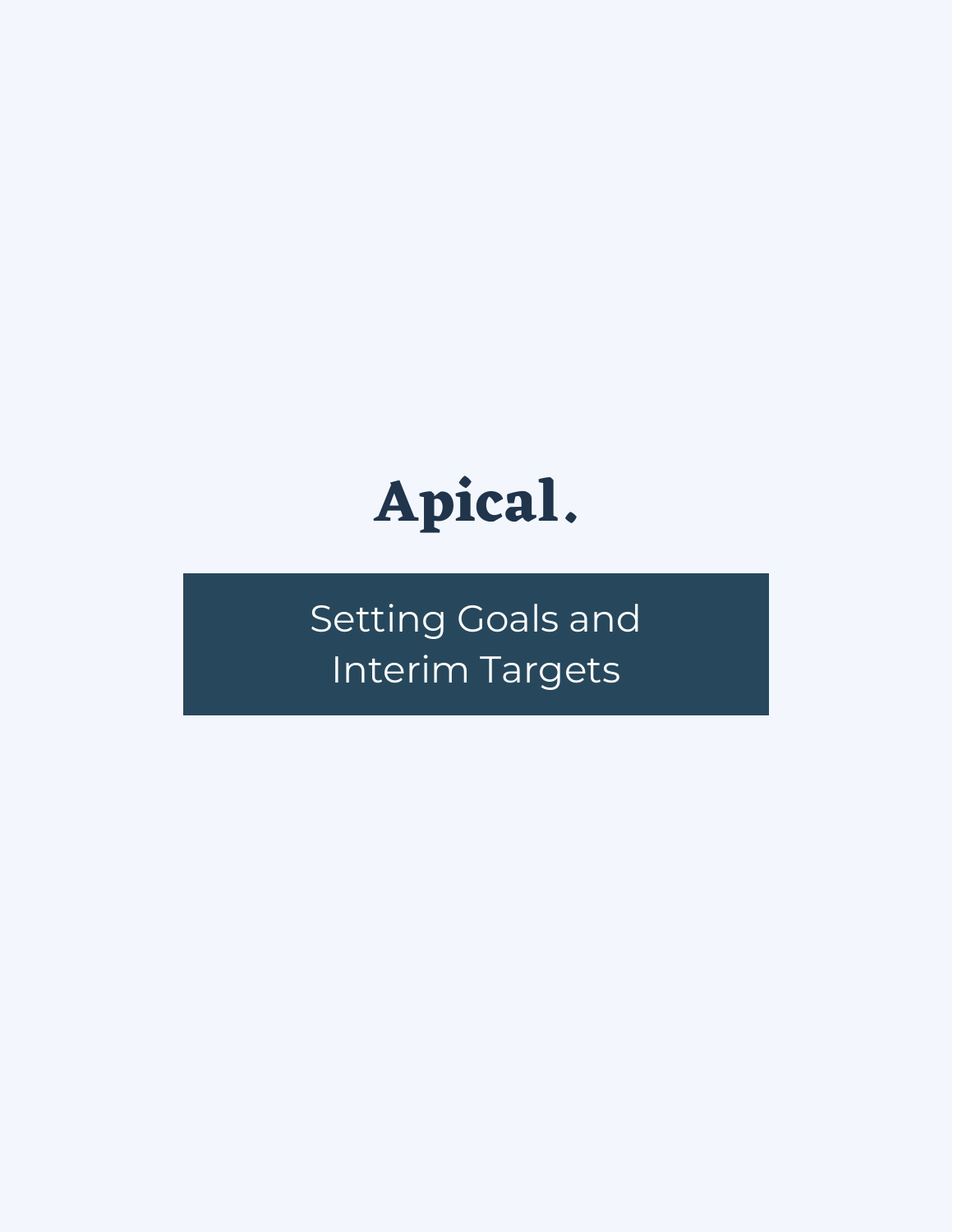# Apical.

## Setting Goals and Interim Targets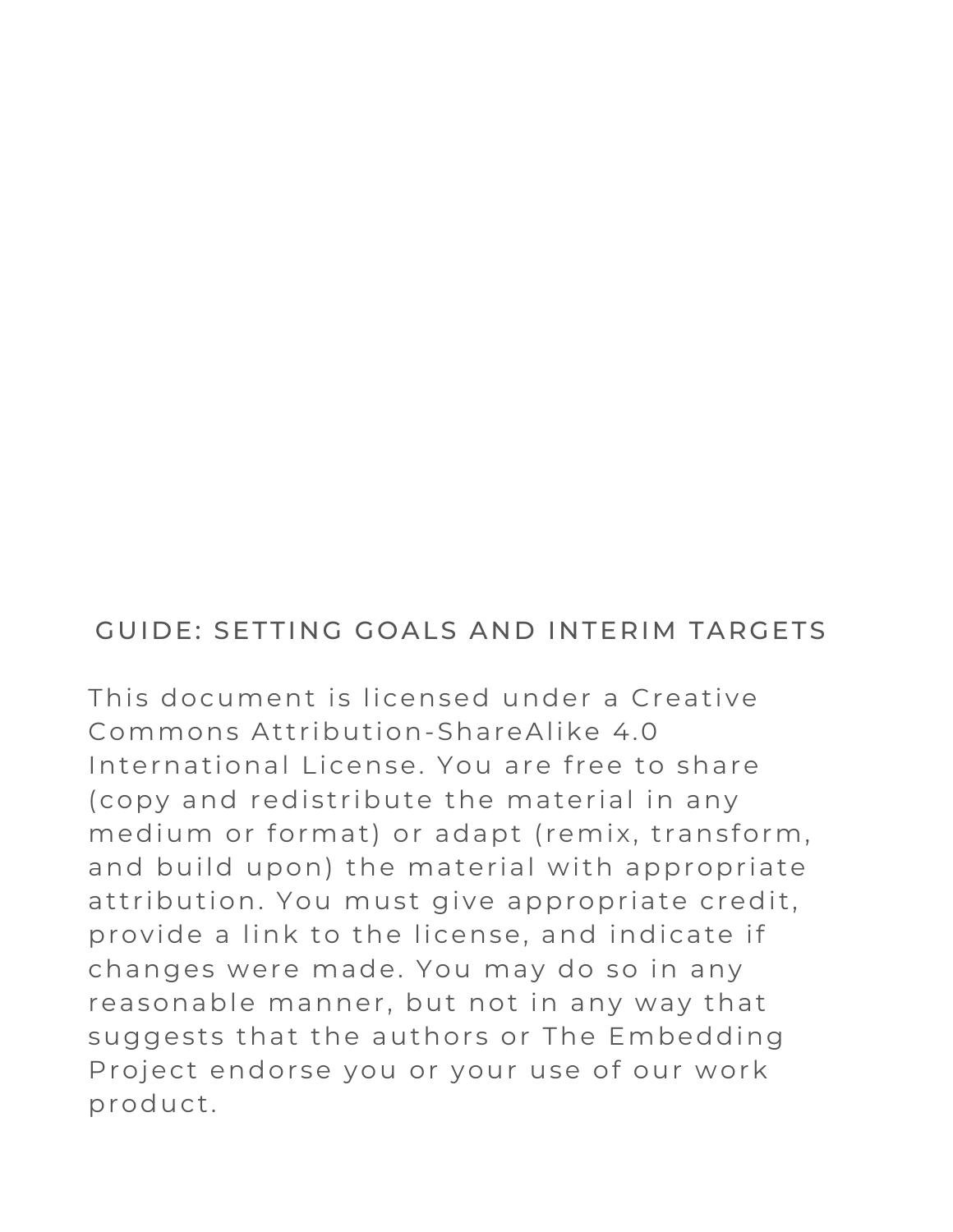# GUIDE: SETTING GOALS AND INTERIM TARGETS

This document is licensed under a Creative Commons Attribution-ShareAlike 4.0 International License. You are free to share (copy and redistribute the material in any medium or format) or adapt (remix, transform, and build upon) the material with appropriate attribution. You must give appropriate credit, provide a link to the license, and indicate if changes were made. You may do so in any reasonable manner, but not in any way that suggests that the authors or The Embedding Project endorse you or your use of our work product.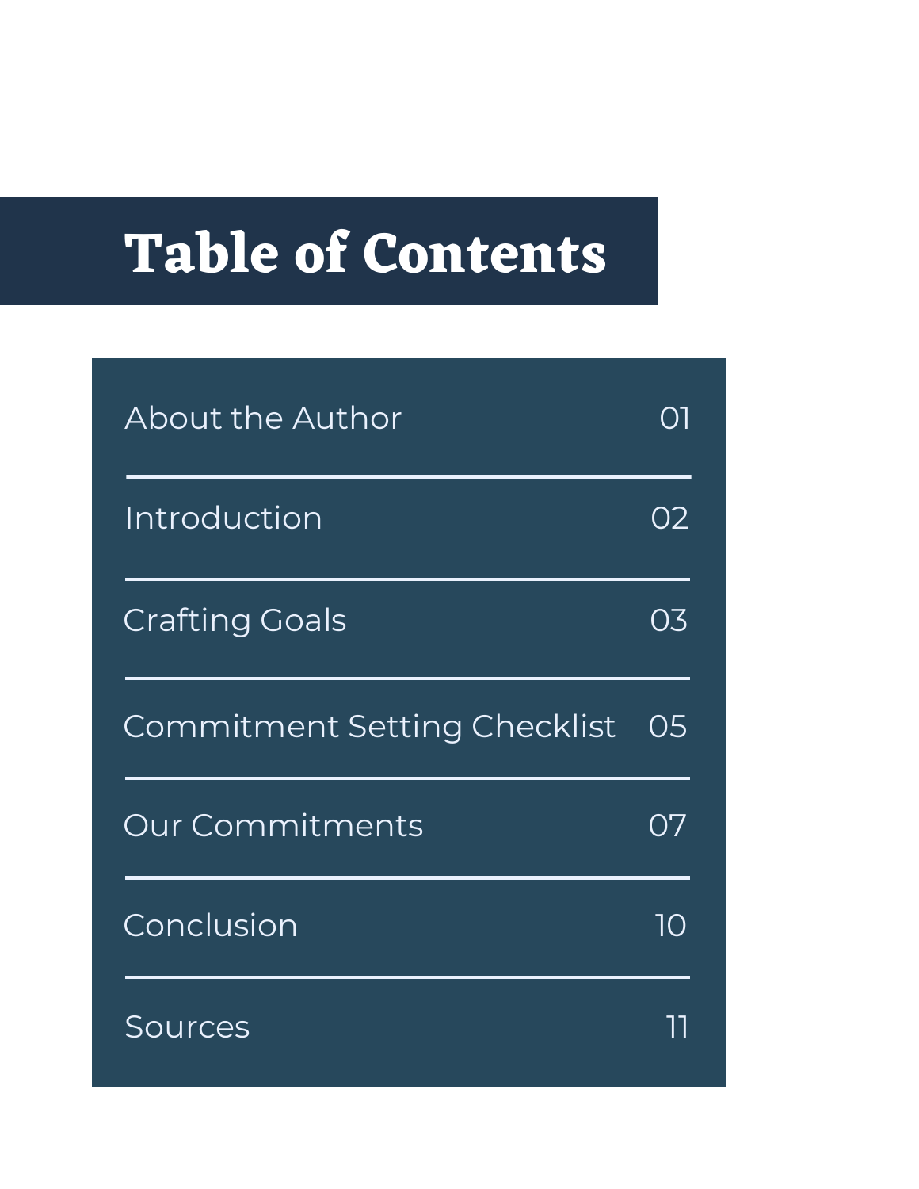# Table of Contents

| | |
|---|---|
| About the Author | 01 |
| Introduction | 02 |
| Crafting Goals | 03 |
| Commitment Setting Checklist | 05 |
| Our Commitments | 07 |
| Conclusion | 10 |
| Sources | 11 |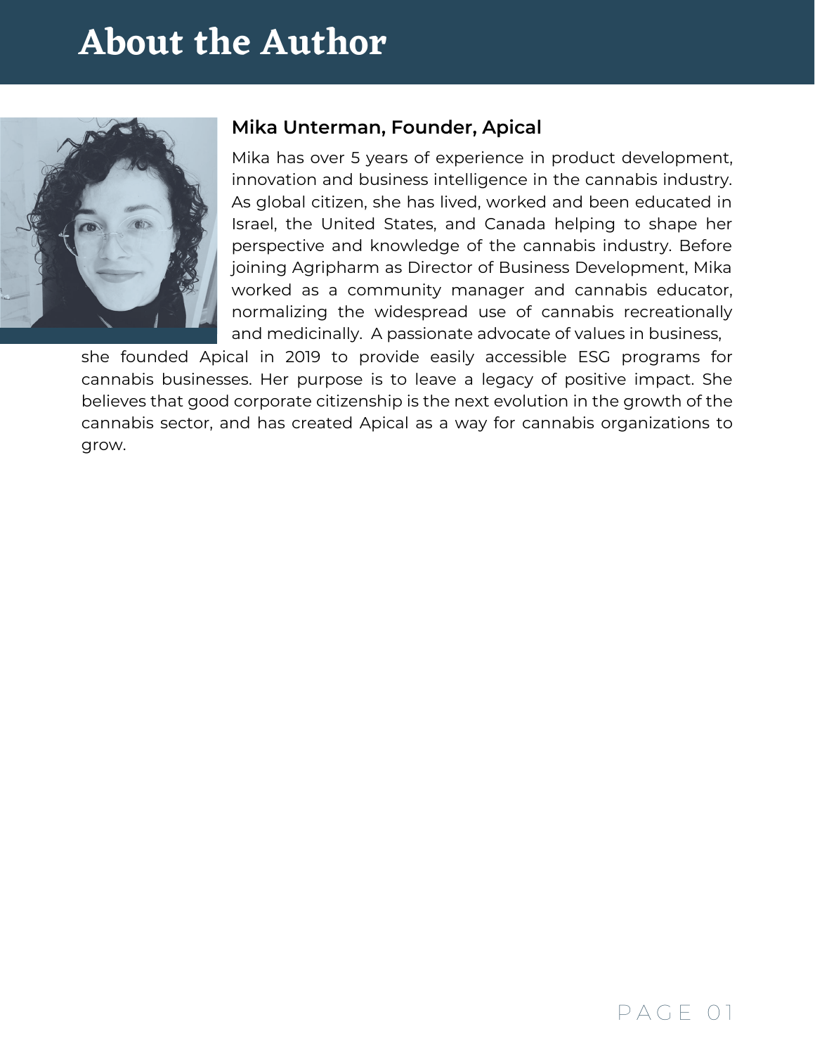# About the Author

**Mika Unterman, Founder, Apical**

Mika has over 5 years of experience in product development, innovation and business intelligence in the cannabis industry. As global citizen, she has lived, worked and been educated in Israel, the United States, and Canada helping to shape her perspective and knowledge of the cannabis industry. Before joining Agripharm as Director of Business Development, Mika worked as a community manager and cannabis educator, normalizing the widespread use of cannabis recreationally and medicinally. A passionate advocate of values in business, she founded Apical in 2019 to provide easily accessible ESG programs for cannabis businesses. Her purpose is to leave a legacy of positive impact. She believes that good corporate citizenship is the next evolution in the growth of the cannabis sector, and has created Apical as a way for cannabis organizations to grow.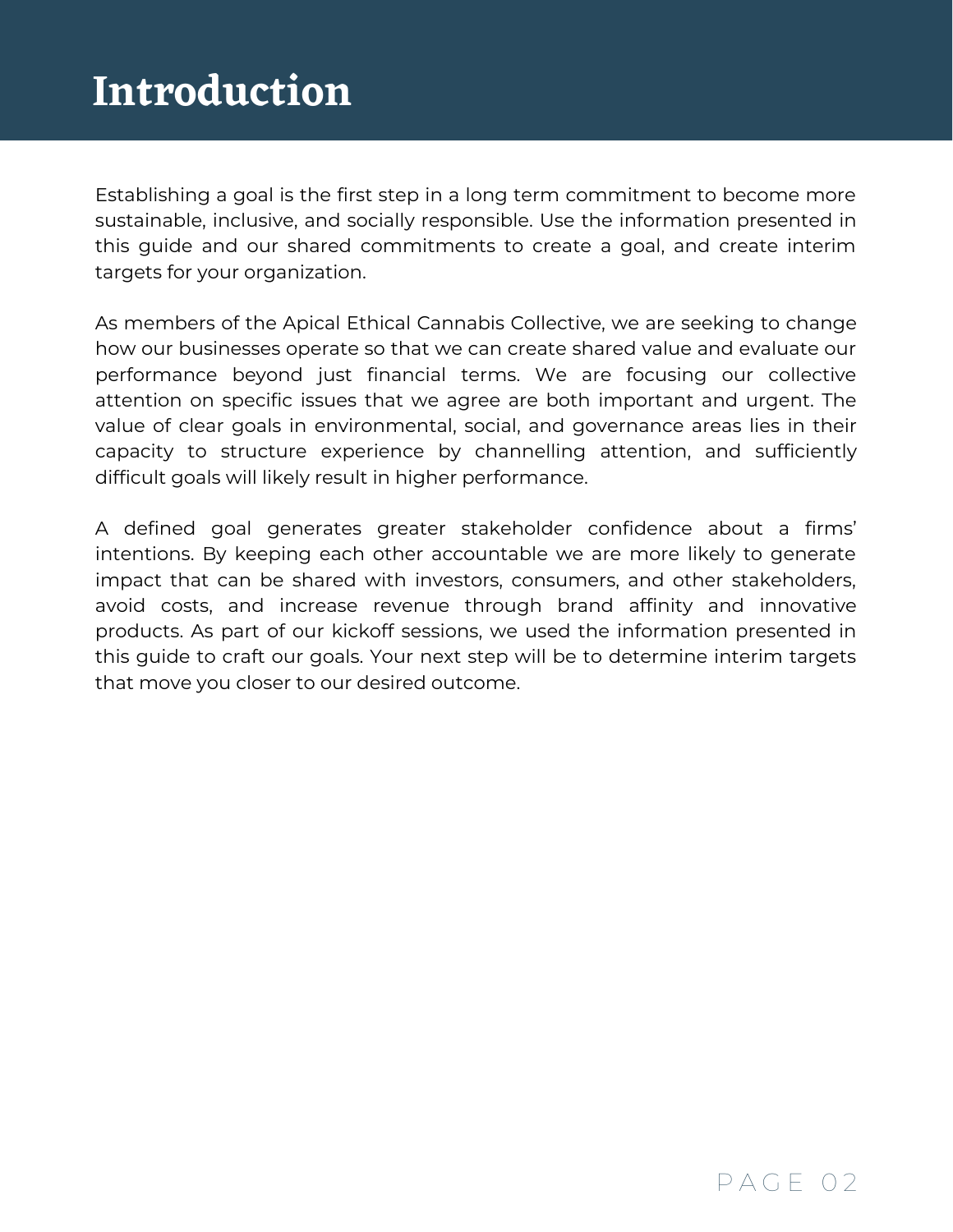# Introduction

Establishing a goal is the first step in a long term commitment to become more sustainable, inclusive, and socially responsible. Use the information presented in this guide and our shared commitments to create a goal, and create interim targets for your organization.

As members of the Apical Ethical Cannabis Collective, we are seeking to change how our businesses operate so that we can create shared value and evaluate our performance beyond just financial terms. We are focusing our collective attention on specific issues that we agree are both important and urgent. The value of clear goals in environmental, social, and governance areas lies in their capacity to structure experience by channelling attention, and sufficiently difficult goals will likely result in higher performance.

A defined goal generates greater stakeholder confidence about a firms' intentions. By keeping each other accountable we are more likely to generate impact that can be shared with investors, consumers, and other stakeholders, avoid costs, and increase revenue through brand affinity and innovative products. As part of our kickoff sessions, we used the information presented in this guide to craft our goals. Your next step will be to determine interim targets that move you closer to our desired outcome.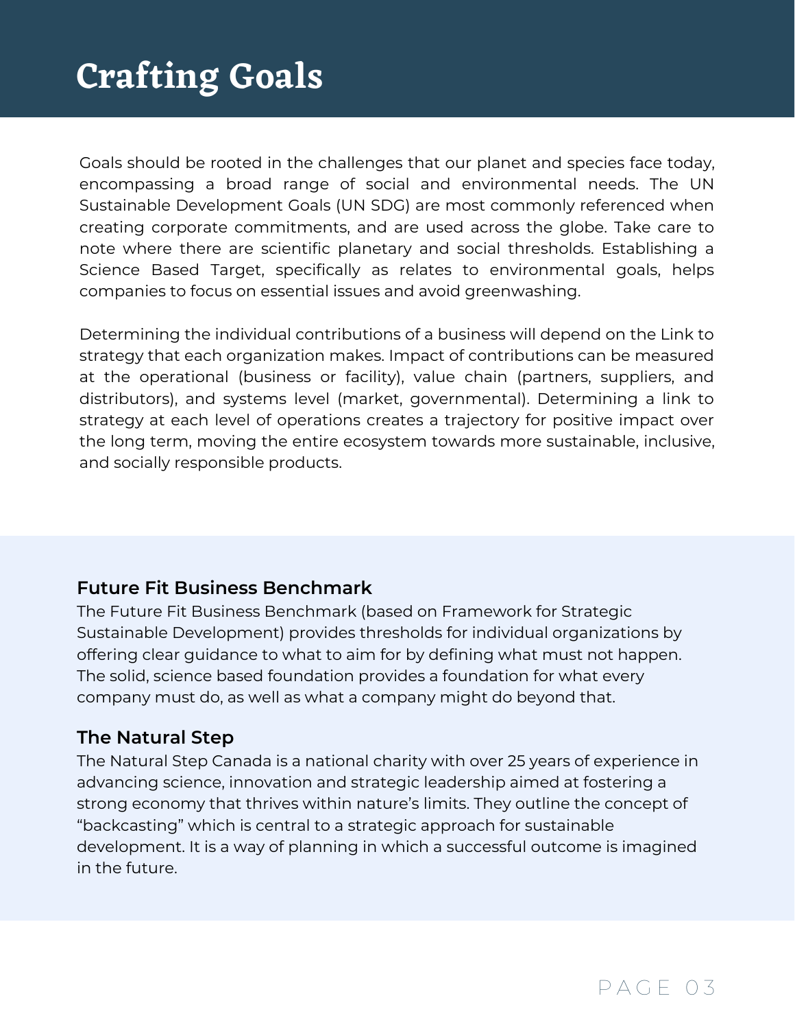# Crafting Goals

Goals should be rooted in the challenges that our planet and species face today, encompassing a broad range of social and environmental needs. The UN Sustainable Development Goals (UN SDG) are most commonly referenced when creating corporate commitments, and are used across the globe. Take care to note where there are scientific planetary and social thresholds. Establishing a Science Based Target, specifically as relates to environmental goals, helps companies to focus on essential issues and avoid greenwashing.

Determining the individual contributions of a business will depend on the Link to strategy that each organization makes. Impact of contributions can be measured at the operational (business or facility), value chain (partners, suppliers, and distributors), and systems level (market, governmental). Determining a link to strategy at each level of operations creates a trajectory for positive impact over the long term, moving the entire ecosystem towards more sustainable, inclusive, and socially responsible products.

### Future Fit Business Benchmark

The Future Fit Business Benchmark (based on Framework for Strategic Sustainable Development) provides thresholds for individual organizations by offering clear guidance to what to aim for by defining what must not happen. The solid, science based foundation provides a foundation for what every company must do, as well as what a company might do beyond that.

### The Natural Step

The Natural Step Canada is a national charity with over 25 years of experience in advancing science, innovation and strategic leadership aimed at fostering a strong economy that thrives within nature's limits. They outline the concept of "backcasting" which is central to a strategic approach for sustainable development. It is a way of planning in which a successful outcome is imagined in the future.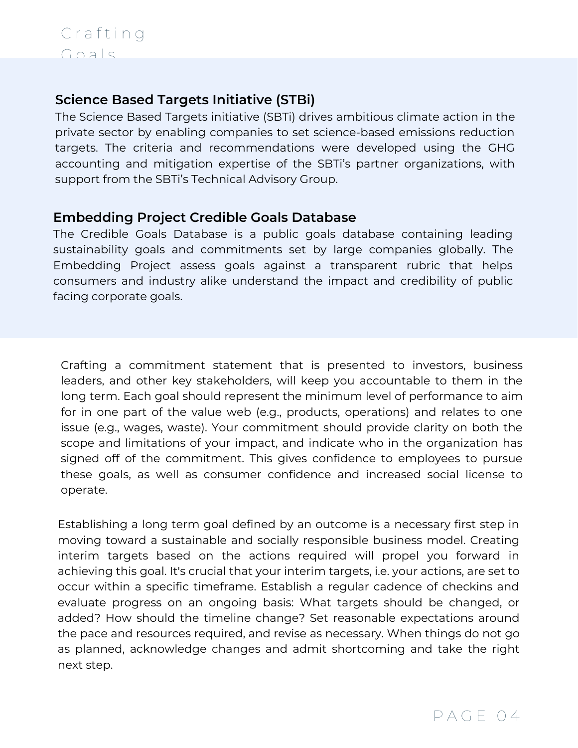# Crafting Goals

### Science Based Targets Initiative (STBi)

The Science Based Targets initiative (SBTi) drives ambitious climate action in the private sector by enabling companies to set science-based emissions reduction targets. The criteria and recommendations were developed using the GHG accounting and mitigation expertise of the SBTi's partner organizations, with support from the SBTi's Technical Advisory Group.

### Embedding Project Credible Goals Database

The Credible Goals Database is a public goals database containing leading sustainability goals and commitments set by large companies globally. The Embedding Project assess goals against a transparent rubric that helps consumers and industry alike understand the impact and credibility of public facing corporate goals.

Crafting a commitment statement that is presented to investors, business leaders, and other key stakeholders, will keep you accountable to them in the long term. Each goal should represent the minimum level of performance to aim for in one part of the value web (e.g., products, operations) and relates to one issue (e.g., wages, waste). Your commitment should provide clarity on both the scope and limitations of your impact, and indicate who in the organization has signed off of the commitment. This gives confidence to employees to pursue these goals, as well as consumer confidence and increased social license to operate.

Establishing a long term goal defined by an outcome is a necessary first step in moving toward a sustainable and socially responsible business model. Creating interim targets based on the actions required will propel you forward in achieving this goal. It's crucial that your interim targets, i.e. your actions, are set to occur within a specific timeframe. Establish a regular cadence of checkins and evaluate progress on an ongoing basis: What targets should be changed, or added? How should the timeline change? Set reasonable expectations around the pace and resources required, and revise as necessary. When things do not go as planned, acknowledge changes and admit shortcoming and take the right next step.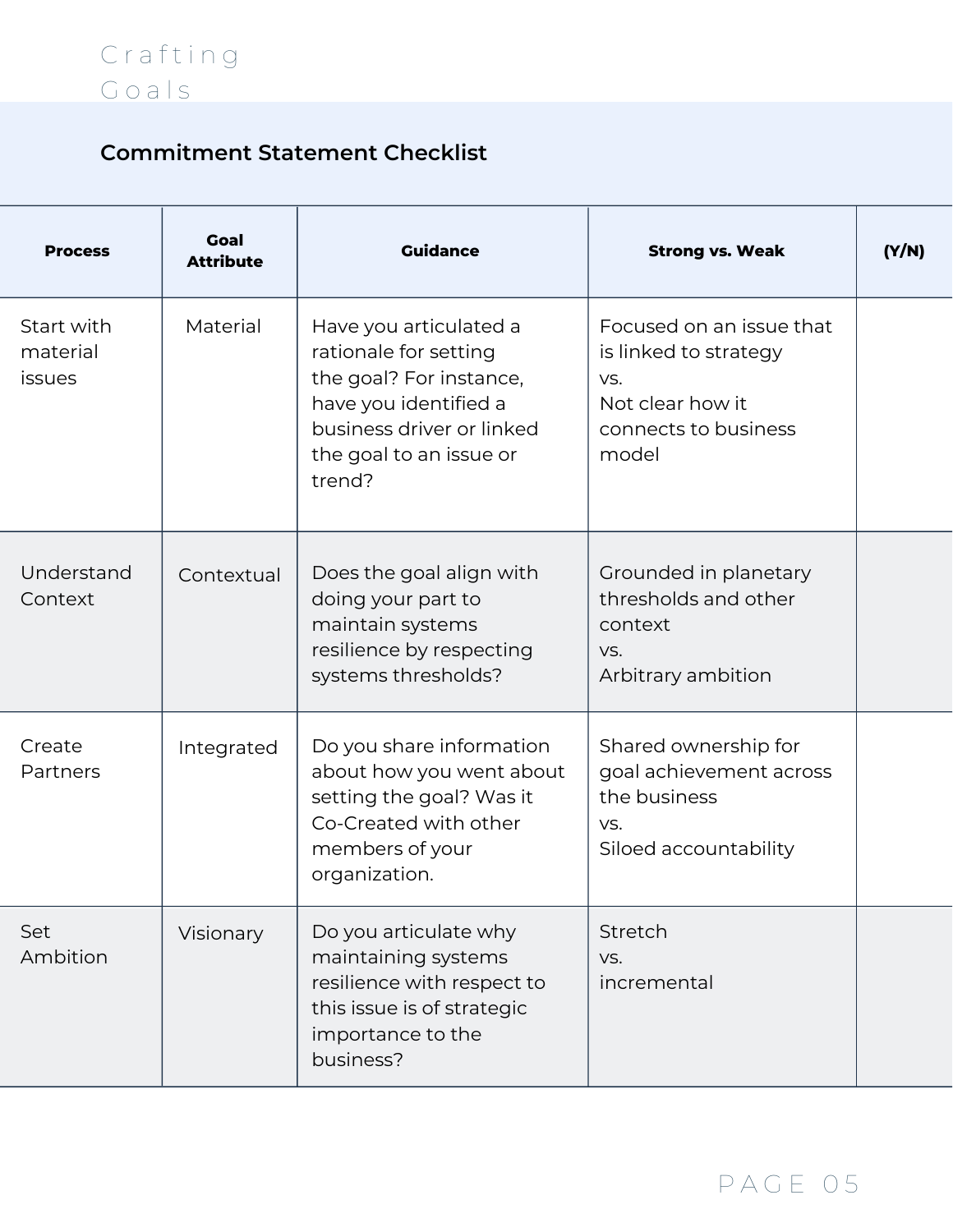# Crafting Goals

## Commitment Statement Checklist

| Process | Goal Attribute | Guidance | Strong vs. Weak | (Y/N) |
|---|---|---|---|---|
| Start with material issues | Material | Have you articulated a rationale for setting the goal? For instance, have you identified a business driver or linked the goal to an issue or trend? | Focused on an issue that is linked to strategy vs. Not clear how it connects to business model | |
| Understand Context | Contextual | Does the goal align with doing your part to maintain systems resilience by respecting systems thresholds? | Grounded in planetary thresholds and other context vs. Arbitrary ambition | |
| Create Partners | Integrated | Do you share information about how you went about setting the goal? Was it Co-Created with other members of your organization. | Shared ownership for goal achievement across the business vs. Siloed accountability | |
| Set Ambition | Visionary | Do you articulate why maintaining systems resilience with respect to this issue is of strategic importance to the business? | Stretch vs. incremental | |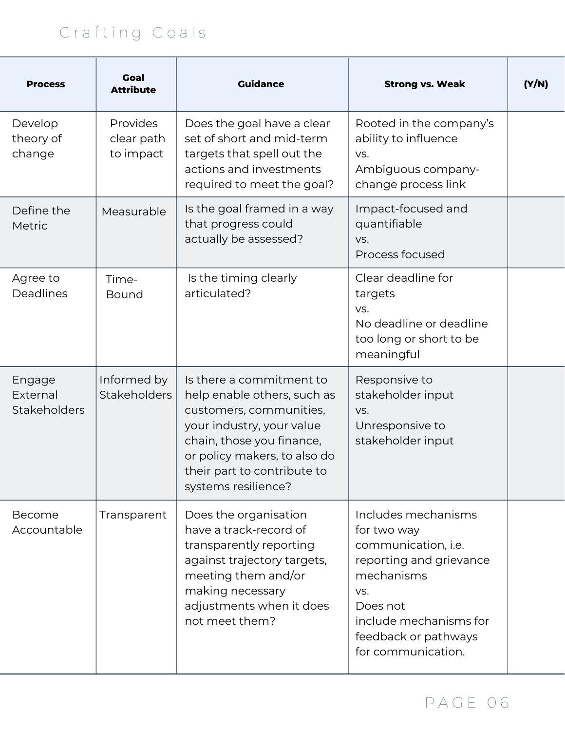# Crafting Goals

| Process | Goal Attribute | Guidance | Strong vs. Weak | (Y/N) |
|---|---|---|---|---|
| Develop theory of change | Provides clear path to impact | Does the goal have a clear set of short and mid-term targets that spell out the actions and investments required to meet the goal? | Rooted in the company's ability to influence vs. Ambiguous company-change process link | |
| Define the Metric | Measurable | Is the goal framed in a way that progress could actually be assessed? | Impact-focused and quantifiable vs. Process focused | |
| Agree to Deadlines | Time-Bound | Is the timing clearly articulated? | Clear deadline for targets vs. No deadline or deadline too long or short to be meaningful | |
| Engage External Stakeholders | Informed by Stakeholders | Is there a commitment to help enable others, such as customers, communities, your industry, your value chain, those you finance, or policy makers, to also do their part to contribute to systems resilience? | Responsive to stakeholder input vs. Unresponsive to stakeholder input | |
| Become Accountable | Transparent | Does the organisation have a track-record of transparently reporting against trajectory targets, meeting them and/or making necessary adjustments when it does not meet them? | Includes mechanisms for two way communication, i.e. reporting and grievance mechanisms vs. Does not include mechanisms for feedback or pathways for communication. | |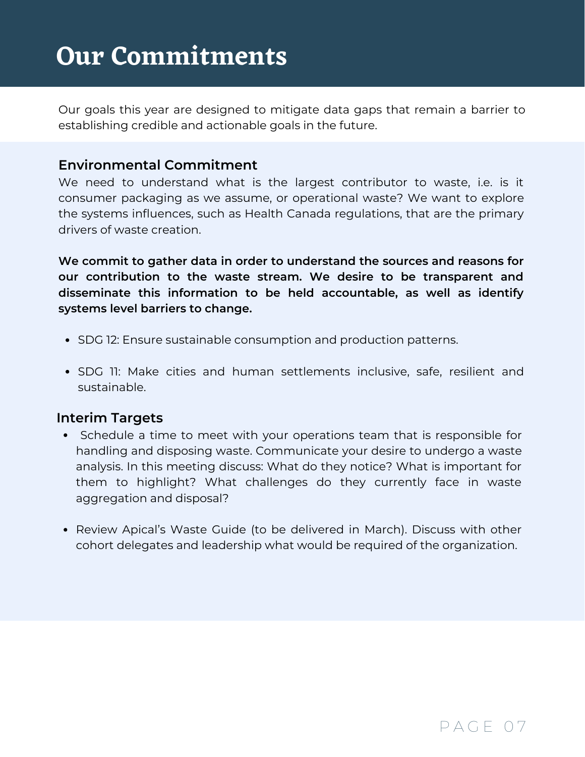# Our Commitments

Our goals this year are designed to mitigate data gaps that remain a barrier to establishing credible and actionable goals in the future.

## Environmental Commitment

We need to understand what is the largest contributor to waste, i.e. is it consumer packaging as we assume, or operational waste? We want to explore the systems influences, such as Health Canada regulations, that are the primary drivers of waste creation.

**We commit to gather data in order to understand the sources and reasons for our contribution to the waste stream. We desire to be transparent and disseminate this information to be held accountable, as well as identify systems level barriers to change.**

- SDG 12: Ensure sustainable consumption and production patterns.
- SDG 11: Make cities and human settlements inclusive, safe, resilient and sustainable.

## Interim Targets

- Schedule a time to meet with your operations team that is responsible for handling and disposing waste. Communicate your desire to undergo a waste analysis. In this meeting discuss: What do they notice? What is important for them to highlight? What challenges do they currently face in waste aggregation and disposal?
- Review Apical's Waste Guide (to be delivered in March). Discuss with other cohort delegates and leadership what would be required of the organization.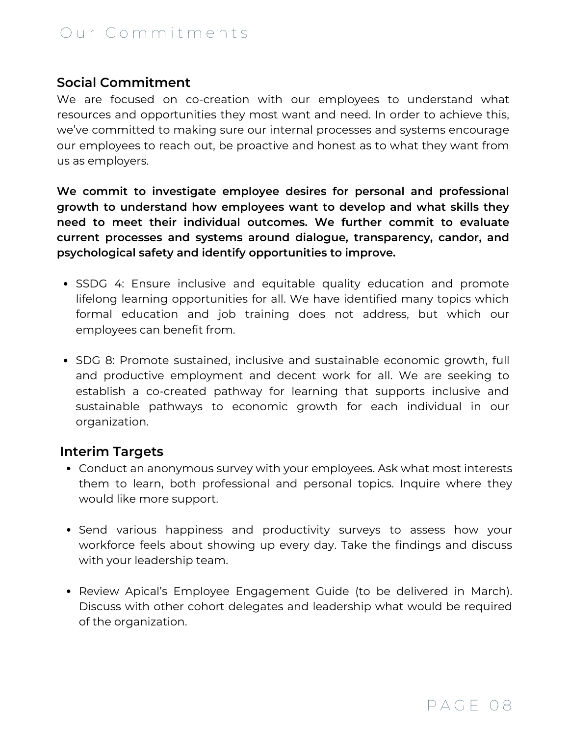# Our Commitments

## Social Commitment

We are focused on co-creation with our employees to understand what resources and opportunities they most want and need. In order to achieve this, we've committed to making sure our internal processes and systems encourage our employees to reach out, be proactive and honest as to what they want from us as employers.

**We commit to investigate employee desires for personal and professional growth to understand how employees want to develop and what skills they need to meet their individual outcomes. We further commit to evaluate current processes and systems around dialogue, transparency, candor, and psychological safety and identify opportunities to improve.**

- SSDG 4: Ensure inclusive and equitable quality education and promote lifelong learning opportunities for all. We have identified many topics which formal education and job training does not address, but which our employees can benefit from.
- SDG 8: Promote sustained, inclusive and sustainable economic growth, full and productive employment and decent work for all. We are seeking to establish a co-created pathway for learning that supports inclusive and sustainable pathways to economic growth for each individual in our organization.

## Interim Targets

- Conduct an anonymous survey with your employees. Ask what most interests them to learn, both professional and personal topics. Inquire where they would like more support.
- Send various happiness and productivity surveys to assess how your workforce feels about showing up every day. Take the findings and discuss with your leadership team.
- Review Apical's Employee Engagement Guide (to be delivered in March). Discuss with other cohort delegates and leadership what would be required of the organization.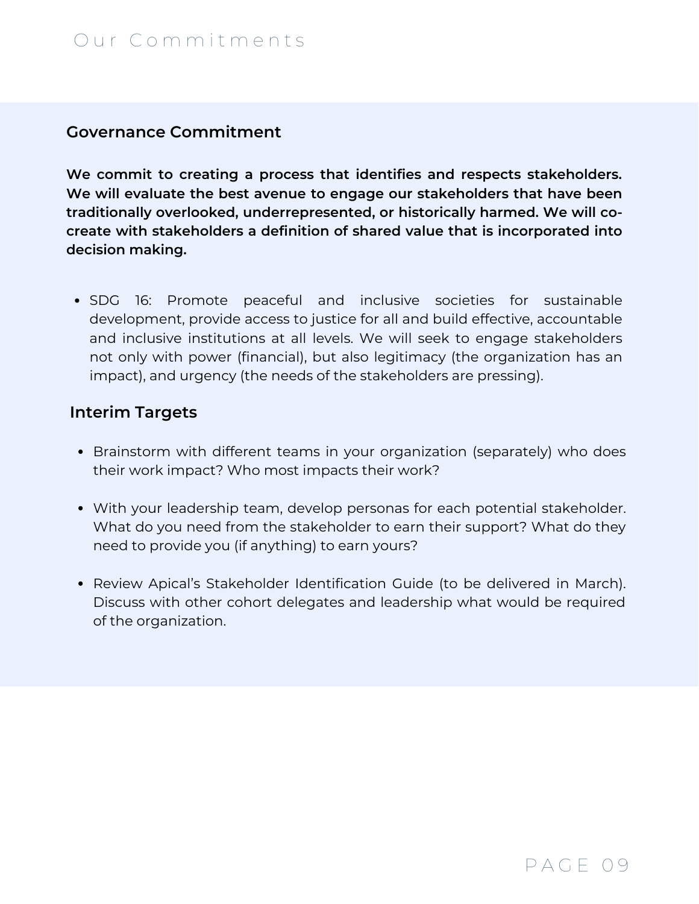# Our Commitments

## Governance Commitment

**We commit to creating a process that identifies and respects stakeholders. We will evaluate the best avenue to engage our stakeholders that have been traditionally overlooked, underrepresented, or historically harmed. We will co-create with stakeholders a definition of shared value that is incorporated into decision making.**

- SDG 16: Promote peaceful and inclusive societies for sustainable development, provide access to justice for all and build effective, accountable and inclusive institutions at all levels. We will seek to engage stakeholders not only with power (financial), but also legitimacy (the organization has an impact), and urgency (the needs of the stakeholders are pressing).

## Interim Targets

- Brainstorm with different teams in your organization (separately) who does their work impact? Who most impacts their work?
- With your leadership team, develop personas for each potential stakeholder. What do you need from the stakeholder to earn their support? What do they need to provide you (if anything) to earn yours?
- Review Apical's Stakeholder Identification Guide (to be delivered in March). Discuss with other cohort delegates and leadership what would be required of the organization.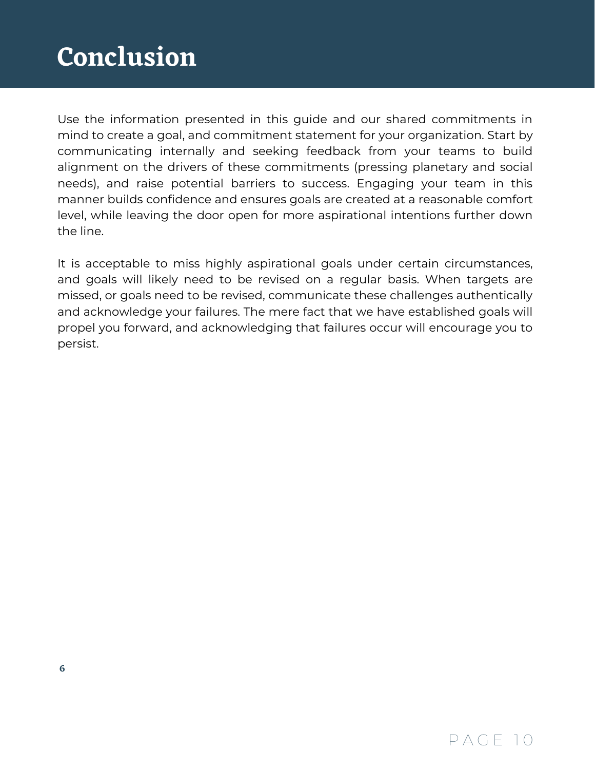# Conclusion

Use the information presented in this guide and our shared commitments in mind to create a goal, and commitment statement for your organization. Start by communicating internally and seeking feedback from your teams to build alignment on the drivers of these commitments (pressing planetary and social needs), and raise potential barriers to success. Engaging your team in this manner builds confidence and ensures goals are created at a reasonable comfort level, while leaving the door open for more aspirational intentions further down the line.

It is acceptable to miss highly aspirational goals under certain circumstances, and goals will likely need to be revised on a regular basis. When targets are missed, or goals need to be revised, communicate these challenges authentically and acknowledge your failures. The mere fact that we have established goals will propel you forward, and acknowledging that failures occur will encourage you to persist.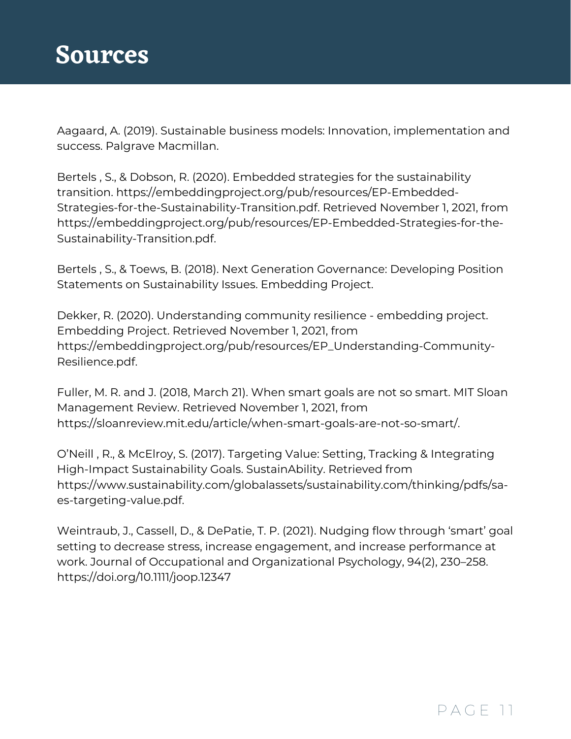# Sources

Aagaard, A. (2019). Sustainable business models: Innovation, implementation and success. Palgrave Macmillan.

Bertels , S., & Dobson, R. (2020). Embedded strategies for the sustainability transition. https://embeddingproject.org/pub/resources/EP-Embedded-Strategies-for-the-Sustainability-Transition.pdf. Retrieved November 1, 2021, from https://embeddingproject.org/pub/resources/EP-Embedded-Strategies-for-the-Sustainability-Transition.pdf.

Bertels , S., & Toews, B. (2018). Next Generation Governance: Developing Position Statements on Sustainability Issues. Embedding Project.

Dekker, R. (2020). Understanding community resilience - embedding project. Embedding Project. Retrieved November 1, 2021, from https://embeddingproject.org/pub/resources/EP_Understanding-Community-Resilience.pdf.

Fuller, M. R. and J. (2018, March 21). When smart goals are not so smart. MIT Sloan Management Review. Retrieved November 1, 2021, from https://sloanreview.mit.edu/article/when-smart-goals-are-not-so-smart/.

O'Neill , R., & McElroy, S. (2017). Targeting Value: Setting, Tracking & Integrating High-Impact Sustainability Goals. SustainAbility. Retrieved from https://www.sustainability.com/globalassets/sustainability.com/thinking/pdfs/sa-es-targeting-value.pdf.

Weintraub, J., Cassell, D., & DePatie, T. P. (2021). Nudging flow through 'smart' goal setting to decrease stress, increase engagement, and increase performance at work. Journal of Occupational and Organizational Psychology, 94(2), 230–258. https://doi.org/10.1111/joop.12347